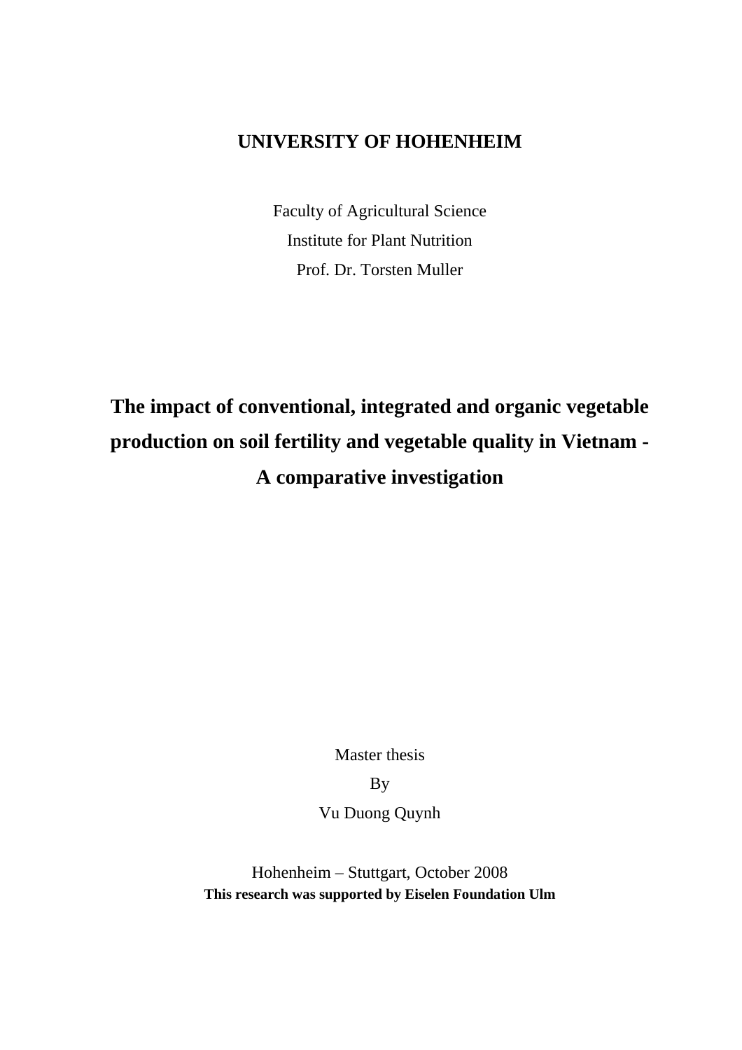**UNIVERSITY OF HOHENHEIM**

Faculty of Agricultural Science

Institute for Plant Nutrition

Prof. Dr. Torsten Muller

# The impact of conventional, integrated and organic vegetable production on soil fertility and vegetable quality in Vietnam - A comparative investigation

Master thesis

By

Vu Duong Quynh

Hohenheim – Stuttgart, October 2008

**This research was supported by Eiselen Foundation Ulm**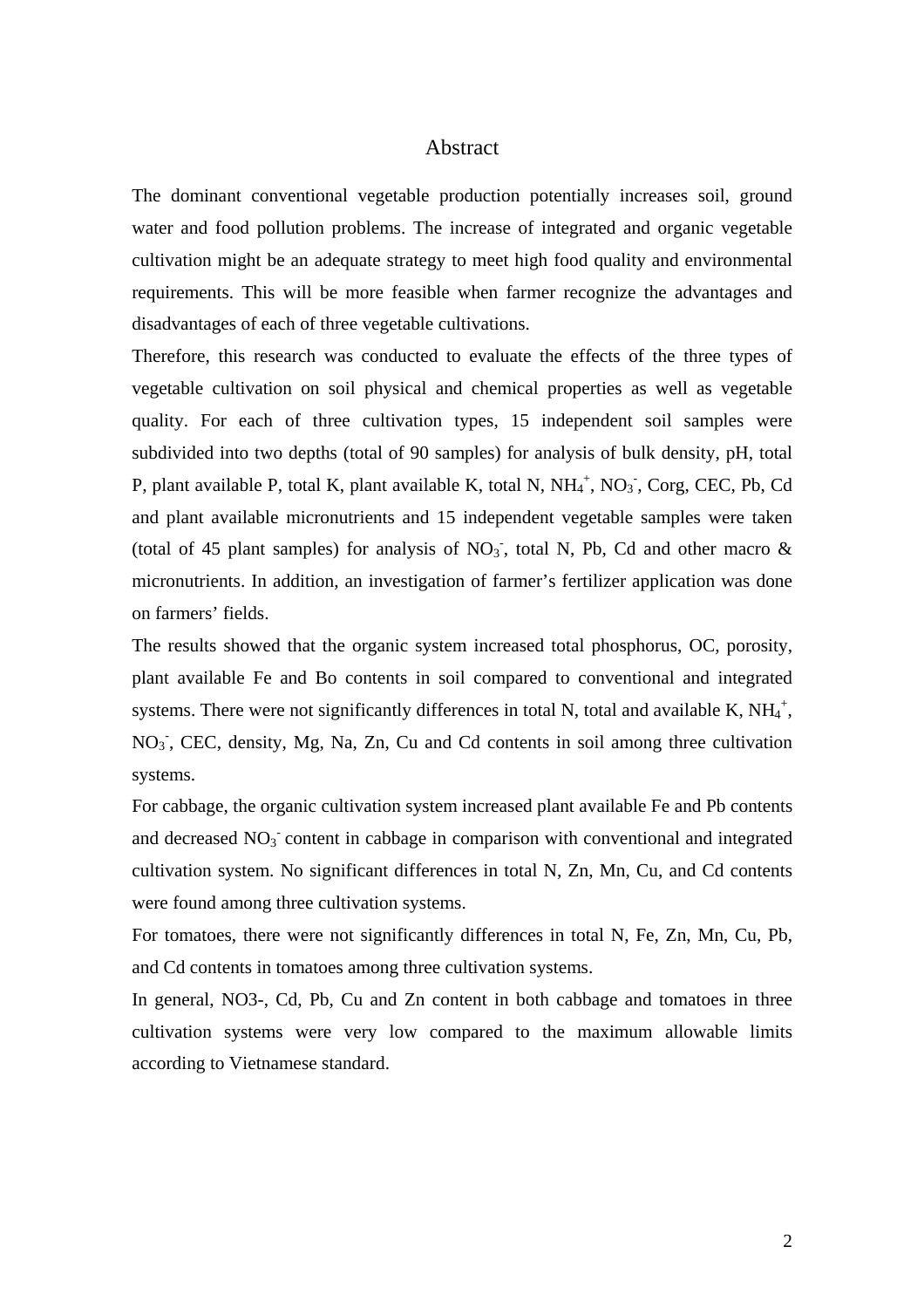# Abstract

The dominant conventional vegetable production potentially increases soil, ground water and food pollution problems. The increase of integrated and organic vegetable cultivation might be an adequate strategy to meet high food quality and environmental requirements. This will be more feasible when farmer recognize the advantages and disadvantages of each of three vegetable cultivations.

Therefore, this research was conducted to evaluate the effects of the three types of vegetable cultivation on soil physical and chemical properties as well as vegetable quality. For each of three cultivation types, 15 independent soil samples were subdivided into two depths (total of 90 samples) for analysis of bulk density, pH, total P, plant available P, total K, plant available K, total N, $NH_4^+$, $NO_3^-$, Corg, CEC, Pb, Cd and plant available micronutrients and 15 independent vegetable samples were taken (total of 45 plant samples) for analysis of $NO_3^-$, total N, Pb, Cd and other macro & micronutrients. In addition, an investigation of farmer's fertilizer application was done on farmers' fields.

The results showed that the organic system increased total phosphorus, OC, porosity, plant available Fe and Bo contents in soil compared to conventional and integrated systems. There were not significantly differences in total N, total and available K, $NH_4^+$, $NO_3^-$, CEC, density, Mg, Na, Zn, Cu and Cd contents in soil among three cultivation systems.

For cabbage, the organic cultivation system increased plant available Fe and Pb contents and decreased $NO_3^-$ content in cabbage in comparison with conventional and integrated cultivation system. No significant differences in total N, Zn, Mn, Cu, and Cd contents were found among three cultivation systems.

For tomatoes, there were not significantly differences in total N, Fe, Zn, Mn, Cu, Pb, and Cd contents in tomatoes among three cultivation systems.

In general, NO3-, Cd, Pb, Cu and Zn content in both cabbage and tomatoes in three cultivation systems were very low compared to the maximum allowable limits according to Vietnamese standard.